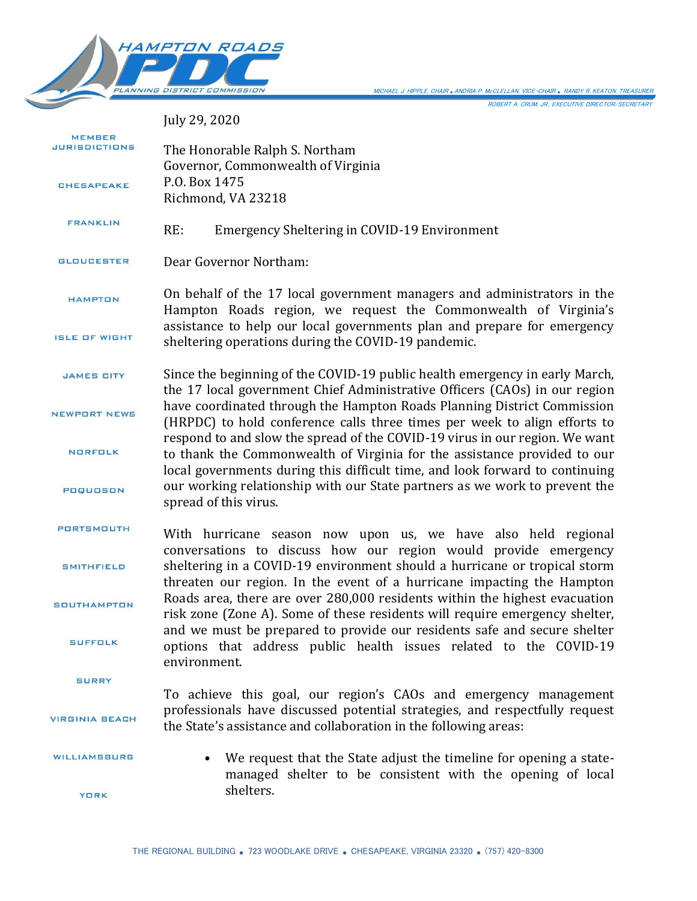HAMPTON ROADS PDC
PLANNING DISTRICT COMMISSION

MICHAEL J. HIPPLE, CHAIR • ANDRIA P. McCLELLAN, VICE-CHAIR • RANDY R. KEATON, TREASURER
ROBERT A. CRUM, JR., EXECUTIVE DIRECTOR/SECRETARY

MEMBER JURISDICTIONS

CHESAPEAKE
FRANKLIN
GLOUCESTER
HAMPTON
ISLE OF WIGHT
JAMES CITY
NEWPORT NEWS
NORFOLK
POQUOSON
PORTSMOUTH
SMITHFIELD
SOUTHAMPTON
SUFFOLK
SURRY
VIRGINIA BEACH
WILLIAMSBURG
YORK

July 29, 2020

The Honorable Ralph S. Northam
Governor, Commonwealth of Virginia
P.O. Box 1475
Richmond, VA 23218

RE: Emergency Sheltering in COVID-19 Environment

Dear Governor Northam:

On behalf of the 17 local government managers and administrators in the Hampton Roads region, we request the Commonwealth of Virginia's assistance to help our local governments plan and prepare for emergency sheltering operations during the COVID-19 pandemic.

Since the beginning of the COVID-19 public health emergency in early March, the 17 local government Chief Administrative Officers (CAOs) in our region have coordinated through the Hampton Roads Planning District Commission (HRPDC) to hold conference calls three times per week to align efforts to respond to and slow the spread of the COVID-19 virus in our region. We want to thank the Commonwealth of Virginia for the assistance provided to our local governments during this difficult time, and look forward to continuing our working relationship with our State partners as we work to prevent the spread of this virus.

With hurricane season now upon us, we have also held regional conversations to discuss how our region would provide emergency sheltering in a COVID-19 environment should a hurricane or tropical storm threaten our region. In the event of a hurricane impacting the Hampton Roads area, there are over 280,000 residents within the highest evacuation risk zone (Zone A). Some of these residents will require emergency shelter, and we must be prepared to provide our residents safe and secure shelter options that address public health issues related to the COVID-19 environment.

To achieve this goal, our region's CAOs and emergency management professionals have discussed potential strategies, and respectfully request the State's assistance and collaboration in the following areas:

- We request that the State adjust the timeline for opening a state-managed shelter to be consistent with the opening of local shelters.

THE REGIONAL BUILDING • 723 WOODLAKE DRIVE • CHESAPEAKE, VIRGINIA 23320 • (757) 420-8300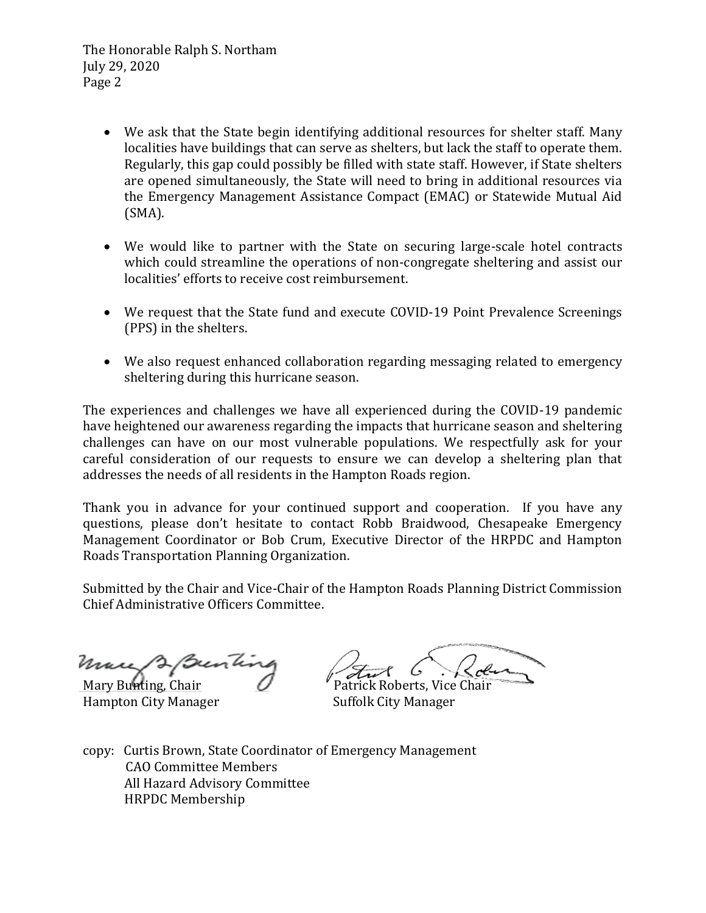- We ask that the State begin identifying additional resources for shelter staff. Many localities have buildings that can serve as shelters, but lack the staff to operate them. Regularly, this gap could possibly be filled with state staff. However, if State shelters are opened simultaneously, the State will need to bring in additional resources via the Emergency Management Assistance Compact (EMAC) or Statewide Mutual Aid (SMA).

- We would like to partner with the State on securing large-scale hotel contracts which could streamline the operations of non-congregate sheltering and assist our localities' efforts to receive cost reimbursement.

- We request that the State fund and execute COVID-19 Point Prevalence Screenings (PPS) in the shelters.

- We also request enhanced collaboration regarding messaging related to emergency sheltering during this hurricane season.

The experiences and challenges we have all experienced during the COVID-19 pandemic have heightened our awareness regarding the impacts that hurricane season and sheltering challenges can have on our most vulnerable populations. We respectfully ask for your careful consideration of our requests to ensure we can develop a sheltering plan that addresses the needs of all residents in the Hampton Roads region.

Thank you in advance for your continued support and cooperation. If you have any questions, please don't hesitate to contact Robb Braidwood, Chesapeake Emergency Management Coordinator or Bob Crum, Executive Director of the HRPDC and Hampton Roads Transportation Planning Organization.

Submitted by the Chair and Vice-Chair of the Hampton Roads Planning District Commission Chief Administrative Officers Committee.

Mary Bunting, Chair
Hampton City Manager

Patrick Roberts, Vice Chair
Suffolk City Manager

copy: Curtis Brown, State Coordinator of Emergency Management
CAO Committee Members
All Hazard Advisory Committee
HRPDC Membership